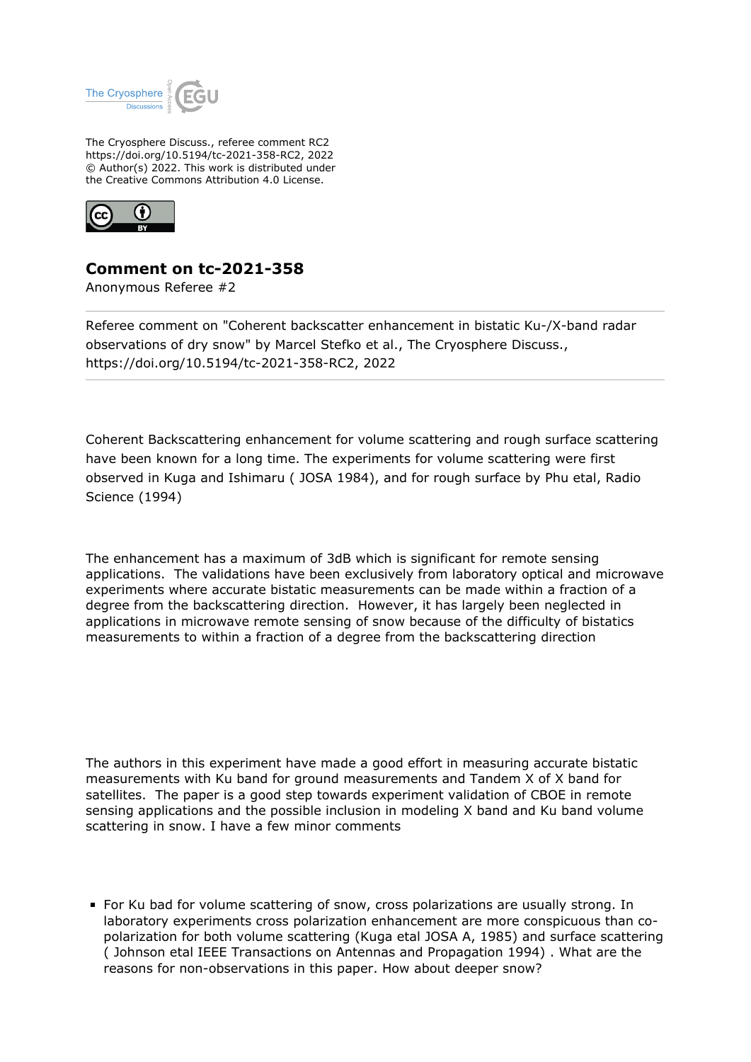The Cryosphere Discuss., referee comment RC2
https://doi.org/10.5194/tc-2021-358-RC2, 2022
© Author(s) 2022. This work is distributed under
the Creative Commons Attribution 4.0 License.

## Comment on tc-2021-358

Anonymous Referee #2

---

Referee comment on "Coherent backscatter enhancement in bistatic Ku-/X-band radar observations of dry snow" by Marcel Stefko et al., The Cryosphere Discuss., https://doi.org/10.5194/tc-2021-358-RC2, 2022

---

Coherent Backscattering enhancement for volume scattering and rough surface scattering have been known for a long time. The experiments for volume scattering were first observed in Kuga and Ishimaru ( JOSA 1984), and for rough surface by Phu etal, Radio Science (1994)

The enhancement has a maximum of 3dB which is significant for remote sensing applications. The validations have been exclusively from laboratory optical and microwave experiments where accurate bistatic measurements can be made within a fraction of a degree from the backscattering direction. However, it has largely been neglected in applications in microwave remote sensing of snow because of the difficulty of bistatics measurements to within a fraction of a degree from the backscattering direction

The authors in this experiment have made a good effort in measuring accurate bistatic measurements with Ku band for ground measurements and Tandem X of X band for satellites. The paper is a good step towards experiment validation of CBOE in remote sensing applications and the possible inclusion in modeling X band and Ku band volume scattering in snow. I have a few minor comments

- For Ku bad for volume scattering of snow, cross polarizations are usually strong. In laboratory experiments cross polarization enhancement are more conspicuous than co-polarization for both volume scattering (Kuga etal JOSA A, 1985) and surface scattering ( Johnson etal IEEE Transactions on Antennas and Propagation 1994) . What are the reasons for non-observations in this paper. How about deeper snow?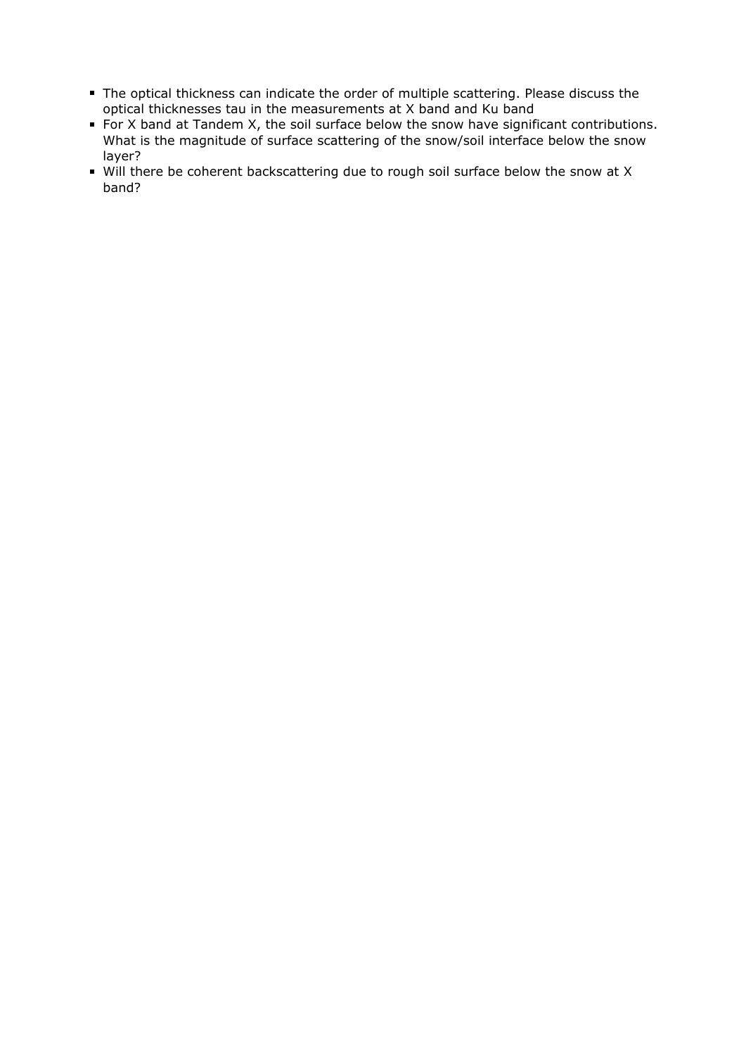- The optical thickness can indicate the order of multiple scattering. Please discuss the optical thicknesses tau in the measurements at X band and Ku band
- For X band at Tandem X, the soil surface below the snow have significant contributions. What is the magnitude of surface scattering of the snow/soil interface below the snow layer?
- Will there be coherent backscattering due to rough soil surface below the snow at X band?